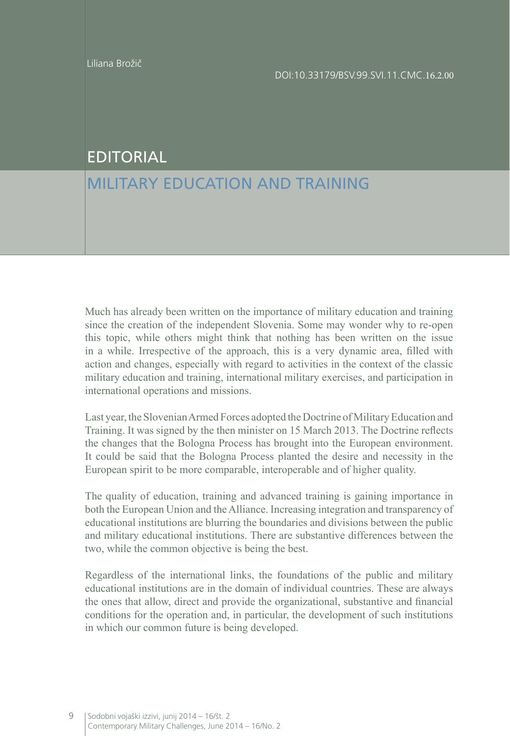Liliana Brožič

DOI:10.33179/BSV.99.SVI.11.CMC.16.2.00

# EDITORIAL

## MILITARY EDUCATION AND TRAINING

Much has already been written on the importance of military education and training since the creation of the independent Slovenia. Some may wonder why to re-open this topic, while others might think that nothing has been written on the issue in a while. Irrespective of the approach, this is a very dynamic area, filled with action and changes, especially with regard to activities in the context of the classic military education and training, international military exercises, and participation in international operations and missions.

Last year, the Slovenian Armed Forces adopted the Doctrine of Military Education and Training. It was signed by the then minister on 15 March 2013. The Doctrine reflects the changes that the Bologna Process has brought into the European environment. It could be said that the Bologna Process planted the desire and necessity in the European spirit to be more comparable, interoperable and of higher quality.

The quality of education, training and advanced training is gaining importance in both the European Union and the Alliance. Increasing integration and transparency of educational institutions are blurring the boundaries and divisions between the public and military educational institutions. There are substantive differences between the two, while the common objective is being the best.

Regardless of the international links, the foundations of the public and military educational institutions are in the domain of individual countries. These are always the ones that allow, direct and provide the organizational, substantive and financial conditions for the operation and, in particular, the development of such institutions in which our common future is being developed.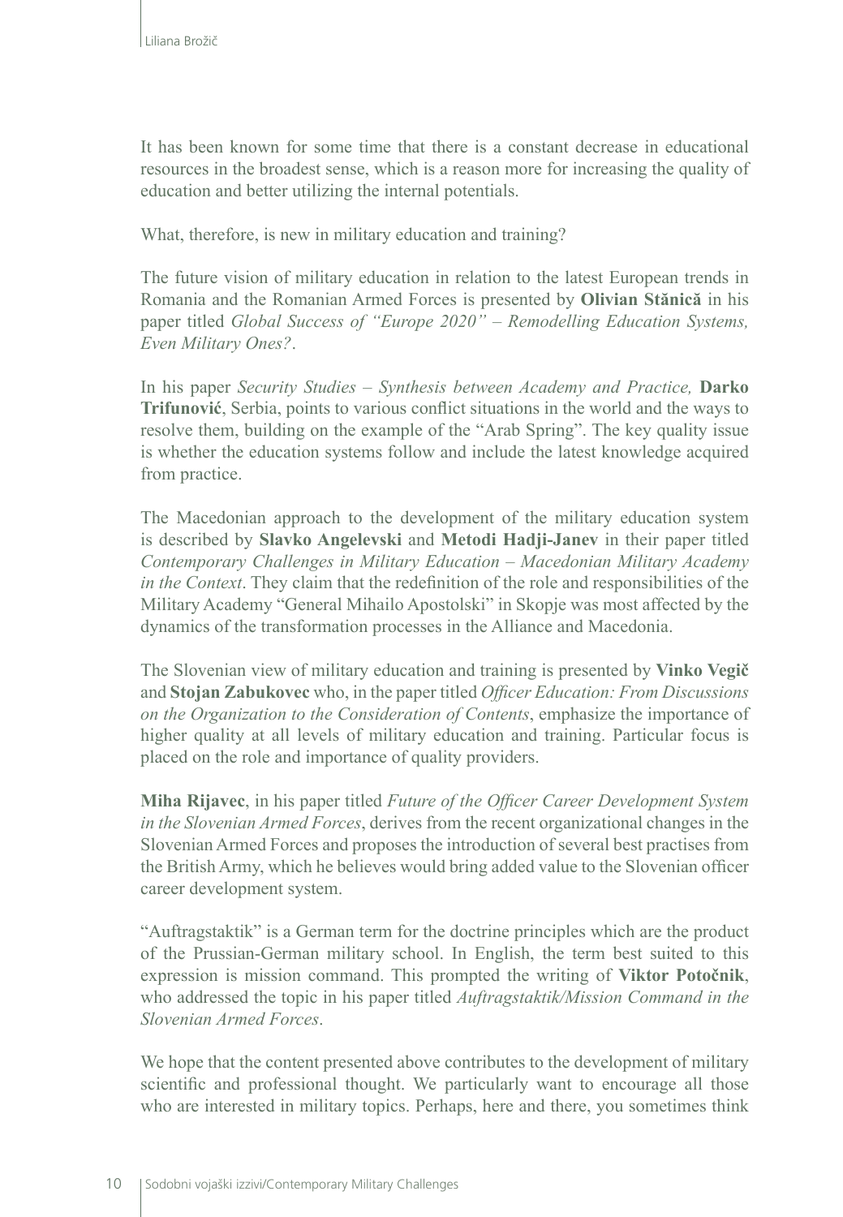It has been known for some time that there is a constant decrease in educational resources in the broadest sense, which is a reason more for increasing the quality of education and better utilizing the internal potentials.

What, therefore, is new in military education and training?

The future vision of military education in relation to the latest European trends in Romania and the Romanian Armed Forces is presented by **Olivian Stănică** in his paper titled *Global Success of "Europe 2020" – Remodelling Education Systems, Even Military Ones?*.

In his paper *Security Studies – Synthesis between Academy and Practice,* **Darko Trifunović**, Serbia, points to various conflict situations in the world and the ways to resolve them, building on the example of the "Arab Spring". The key quality issue is whether the education systems follow and include the latest knowledge acquired from practice.

The Macedonian approach to the development of the military education system is described by **Slavko Angelevski** and **Metodi Hadji-Janev** in their paper titled *Contemporary Challenges in Military Education – Macedonian Military Academy in the Context*. They claim that the redefinition of the role and responsibilities of the Military Academy "General Mihailo Apostolski" in Skopje was most affected by the dynamics of the transformation processes in the Alliance and Macedonia.

The Slovenian view of military education and training is presented by **Vinko Vegič** and **Stojan Zabukovec** who, in the paper titled *Officer Education: From Discussions on the Organization to the Consideration of Contents*, emphasize the importance of higher quality at all levels of military education and training. Particular focus is placed on the role and importance of quality providers.

**Miha Rijavec**, in his paper titled *Future of the Officer Career Development System in the Slovenian Armed Forces*, derives from the recent organizational changes in the Slovenian Armed Forces and proposes the introduction of several best practises from the British Army, which he believes would bring added value to the Slovenian officer career development system.

"Auftragstaktik" is a German term for the doctrine principles which are the product of the Prussian-German military school. In English, the term best suited to this expression is mission command. This prompted the writing of **Viktor Potočnik**, who addressed the topic in his paper titled *Auftragstaktik/Mission Command in the Slovenian Armed Forces*.

We hope that the content presented above contributes to the development of military scientific and professional thought. We particularly want to encourage all those who are interested in military topics. Perhaps, here and there, you sometimes think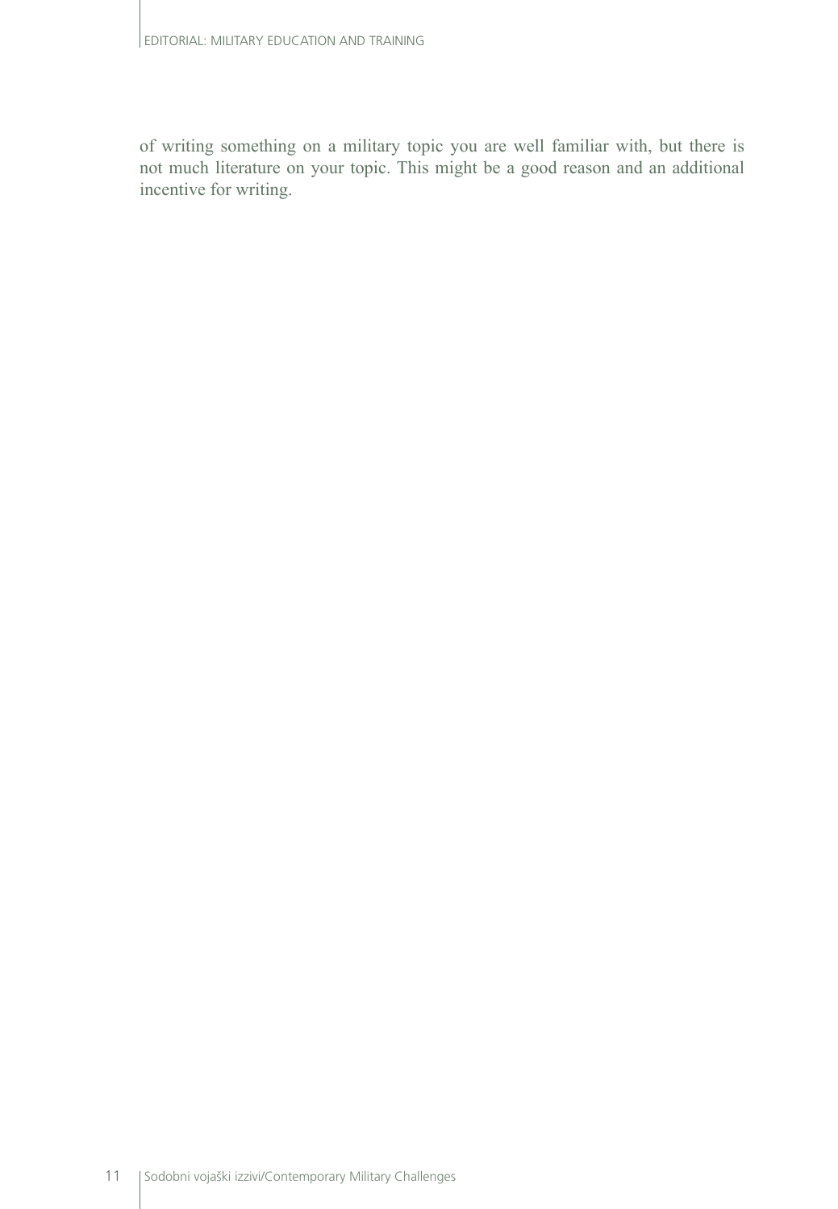of writing something on a military topic you are well familiar with, but there is not much literature on your topic. This might be a good reason and an additional incentive for writing.